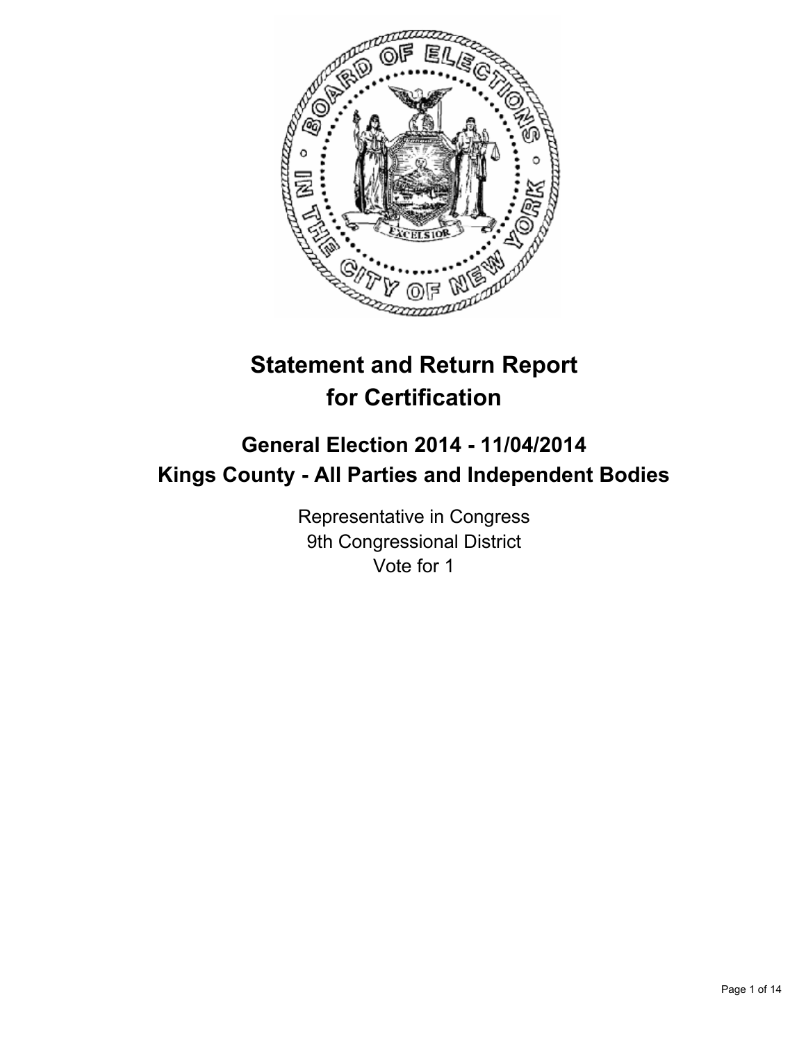# Statement and Return Report for Certification

## General Election 2014 - 11/04/2014

## Kings County - All Parties and Independent Bodies

Representative in Congress
9th Congressional District
Vote for 1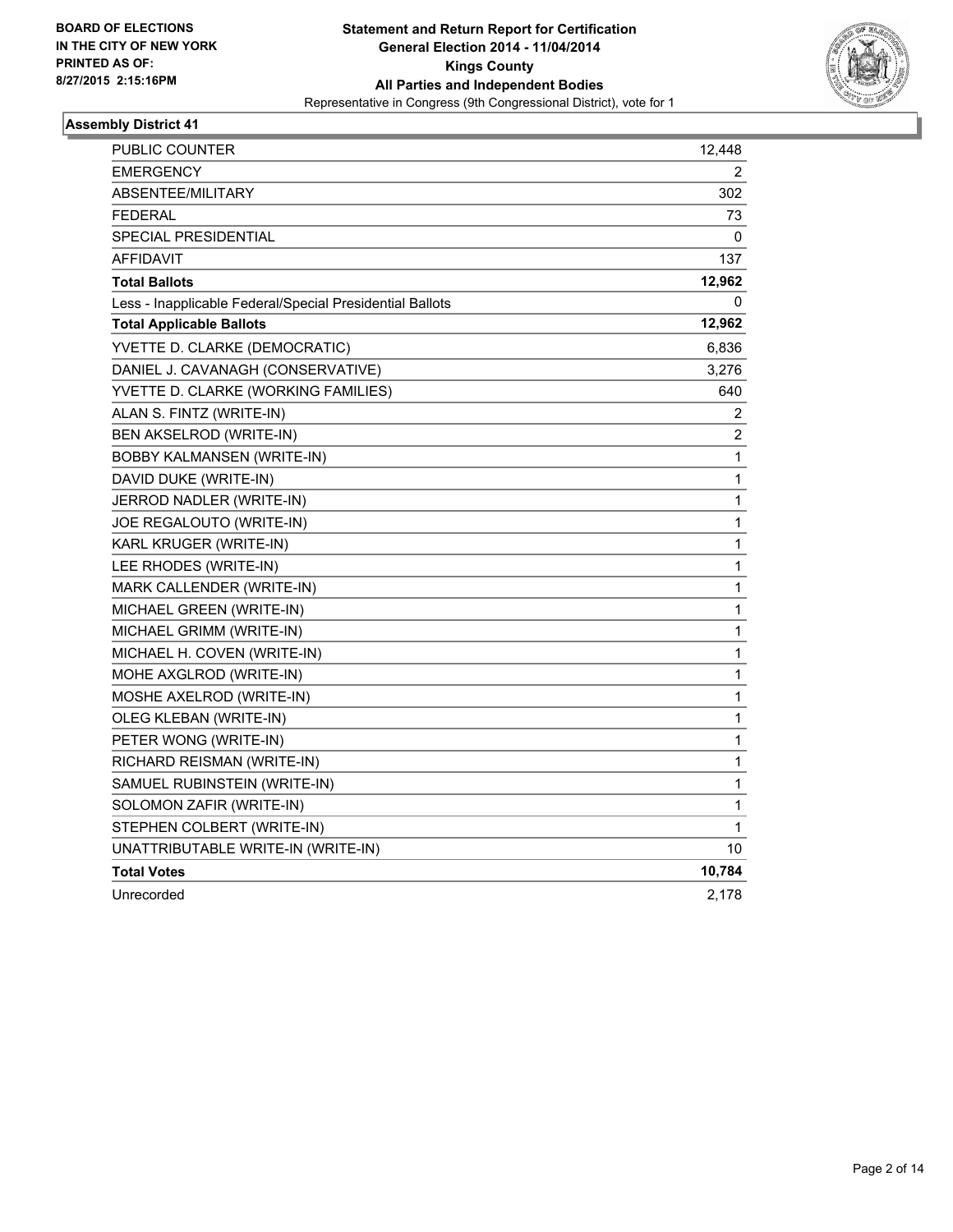**BOARD OF ELECTIONS**
**IN THE CITY OF NEW YORK**
**PRINTED AS OF:**
**8/27/2015 2:15:16PM**

**Statement and Return Report for Certification**
**General Election 2014 - 11/04/2014**
**Kings County**
**All Parties and Independent Bodies**
Representative in Congress (9th Congressional District), vote for 1

### Assembly District 41

| | |
|---|---|
| PUBLIC COUNTER | 12,448 |
| EMERGENCY | 2 |
| ABSENTEE/MILITARY | 302 |
| FEDERAL | 73 |
| SPECIAL PRESIDENTIAL | 0 |
| AFFIDAVIT | 137 |
| **Total Ballots** | **12,962** |
| Less - Inapplicable Federal/Special Presidential Ballots | 0 |
| **Total Applicable Ballots** | **12,962** |
| YVETTE D. CLARKE (DEMOCRATIC) | 6,836 |
| DANIEL J. CAVANAGH (CONSERVATIVE) | 3,276 |
| YVETTE D. CLARKE (WORKING FAMILIES) | 640 |
| ALAN S. FINTZ (WRITE-IN) | 2 |
| BEN AKSELROD (WRITE-IN) | 2 |
| BOBBY KALMANSEN (WRITE-IN) | 1 |
| DAVID DUKE (WRITE-IN) | 1 |
| JERROD NADLER (WRITE-IN) | 1 |
| JOE REGALOUTO (WRITE-IN) | 1 |
| KARL KRUGER (WRITE-IN) | 1 |
| LEE RHODES (WRITE-IN) | 1 |
| MARK CALLENDER (WRITE-IN) | 1 |
| MICHAEL GREEN (WRITE-IN) | 1 |
| MICHAEL GRIMM (WRITE-IN) | 1 |
| MICHAEL H. COVEN (WRITE-IN) | 1 |
| MOHE AXGLROD (WRITE-IN) | 1 |
| MOSHE AXELROD (WRITE-IN) | 1 |
| OLEG KLEBAN (WRITE-IN) | 1 |
| PETER WONG (WRITE-IN) | 1 |
| RICHARD REISMAN (WRITE-IN) | 1 |
| SAMUEL RUBINSTEIN (WRITE-IN) | 1 |
| SOLOMON ZAFIR (WRITE-IN) | 1 |
| STEPHEN COLBERT (WRITE-IN) | 1 |
| UNATTRIBUTABLE WRITE-IN (WRITE-IN) | 10 |
| **Total Votes** | **10,784** |
| Unrecorded | 2,178 |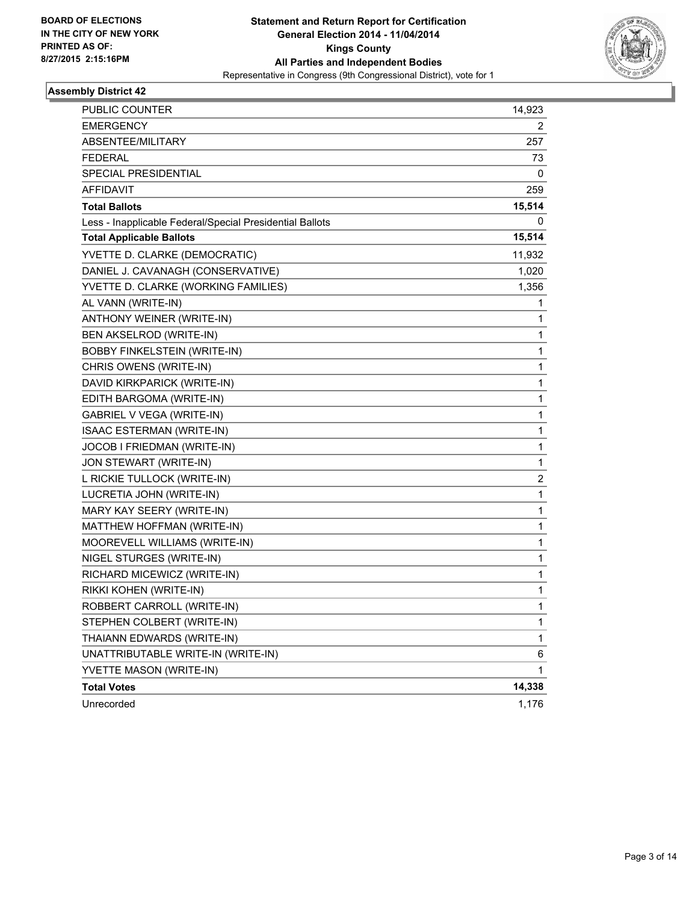**BOARD OF ELECTIONS IN THE CITY OF NEW YORK PRINTED AS OF: 8/27/2015 2:15:16PM**

**Statement and Return Report for Certification General Election 2014 - 11/04/2014 Kings County All Parties and Independent Bodies**

Representative in Congress (9th Congressional District), vote for 1

## Assembly District 42

| | |
|---|---|
| PUBLIC COUNTER | 14,923 |
| EMERGENCY | 2 |
| ABSENTEE/MILITARY | 257 |
| FEDERAL | 73 |
| SPECIAL PRESIDENTIAL | 0 |
| AFFIDAVIT | 259 |
| **Total Ballots** | **15,514** |
| Less - Inapplicable Federal/Special Presidential Ballots | 0 |
| **Total Applicable Ballots** | **15,514** |
| YVETTE D. CLARKE (DEMOCRATIC) | 11,932 |
| DANIEL J. CAVANAGH (CONSERVATIVE) | 1,020 |
| YVETTE D. CLARKE (WORKING FAMILIES) | 1,356 |
| AL VANN (WRITE-IN) | 1 |
| ANTHONY WEINER (WRITE-IN) | 1 |
| BEN AKSELROD (WRITE-IN) | 1 |
| BOBBY FINKELSTEIN (WRITE-IN) | 1 |
| CHRIS OWENS (WRITE-IN) | 1 |
| DAVID KIRKPARICK (WRITE-IN) | 1 |
| EDITH BARGOMA (WRITE-IN) | 1 |
| GABRIEL V VEGA (WRITE-IN) | 1 |
| ISAAC ESTERMAN (WRITE-IN) | 1 |
| JOCOB I FRIEDMAN (WRITE-IN) | 1 |
| JON STEWART (WRITE-IN) | 1 |
| L RICKIE TULLOCK (WRITE-IN) | 2 |
| LUCRETIA JOHN (WRITE-IN) | 1 |
| MARY KAY SEERY (WRITE-IN) | 1 |
| MATTHEW HOFFMAN (WRITE-IN) | 1 |
| MOOREVELL WILLIAMS (WRITE-IN) | 1 |
| NIGEL STURGES (WRITE-IN) | 1 |
| RICHARD MICEWICZ (WRITE-IN) | 1 |
| RIKKI KOHEN (WRITE-IN) | 1 |
| ROBBERT CARROLL (WRITE-IN) | 1 |
| STEPHEN COLBERT (WRITE-IN) | 1 |
| THAIANN EDWARDS (WRITE-IN) | 1 |
| UNATTRIBUTABLE WRITE-IN (WRITE-IN) | 6 |
| YVETTE MASON (WRITE-IN) | 1 |
| **Total Votes** | **14,338** |
| Unrecorded | 1,176 |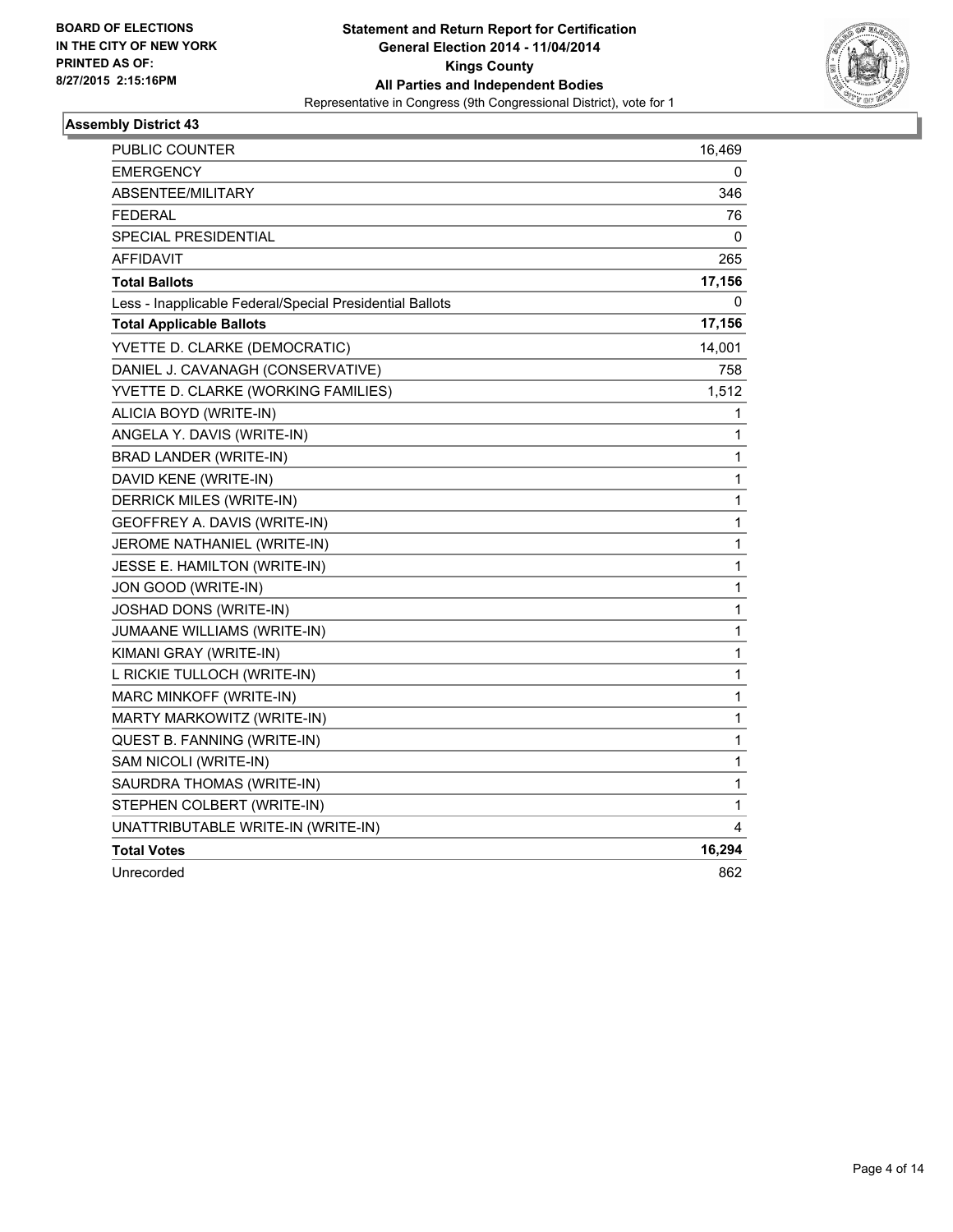BOARD OF ELECTIONS
IN THE CITY OF NEW YORK
PRINTED AS OF:
8/27/2015 2:15:16PM

**Statement and Return Report for Certification**
**General Election 2014 - 11/04/2014**
**Kings County**
**All Parties and Independent Bodies**
Representative in Congress (9th Congressional District), vote for 1

### Assembly District 43

| | |
|---|---|
| PUBLIC COUNTER | 16,469 |
| EMERGENCY | 0 |
| ABSENTEE/MILITARY | 346 |
| FEDERAL | 76 |
| SPECIAL PRESIDENTIAL | 0 |
| AFFIDAVIT | 265 |
| **Total Ballots** | **17,156** |
| Less - Inapplicable Federal/Special Presidential Ballots | 0 |
| **Total Applicable Ballots** | **17,156** |
| YVETTE D. CLARKE (DEMOCRATIC) | 14,001 |
| DANIEL J. CAVANAGH (CONSERVATIVE) | 758 |
| YVETTE D. CLARKE (WORKING FAMILIES) | 1,512 |
| ALICIA BOYD (WRITE-IN) | 1 |
| ANGELA Y. DAVIS (WRITE-IN) | 1 |
| BRAD LANDER (WRITE-IN) | 1 |
| DAVID KENE (WRITE-IN) | 1 |
| DERRICK MILES (WRITE-IN) | 1 |
| GEOFFREY A. DAVIS (WRITE-IN) | 1 |
| JEROME NATHANIEL (WRITE-IN) | 1 |
| JESSE E. HAMILTON (WRITE-IN) | 1 |
| JON GOOD (WRITE-IN) | 1 |
| JOSHAD DONS (WRITE-IN) | 1 |
| JUMAANE WILLIAMS (WRITE-IN) | 1 |
| KIMANI GRAY (WRITE-IN) | 1 |
| L RICKIE TULLOCH (WRITE-IN) | 1 |
| MARC MINKOFF (WRITE-IN) | 1 |
| MARTY MARKOWITZ (WRITE-IN) | 1 |
| QUEST B. FANNING (WRITE-IN) | 1 |
| SAM NICOLI (WRITE-IN) | 1 |
| SAURDRA THOMAS (WRITE-IN) | 1 |
| STEPHEN COLBERT (WRITE-IN) | 1 |
| UNATTRIBUTABLE WRITE-IN (WRITE-IN) | 4 |
| **Total Votes** | **16,294** |
| Unrecorded | 862 |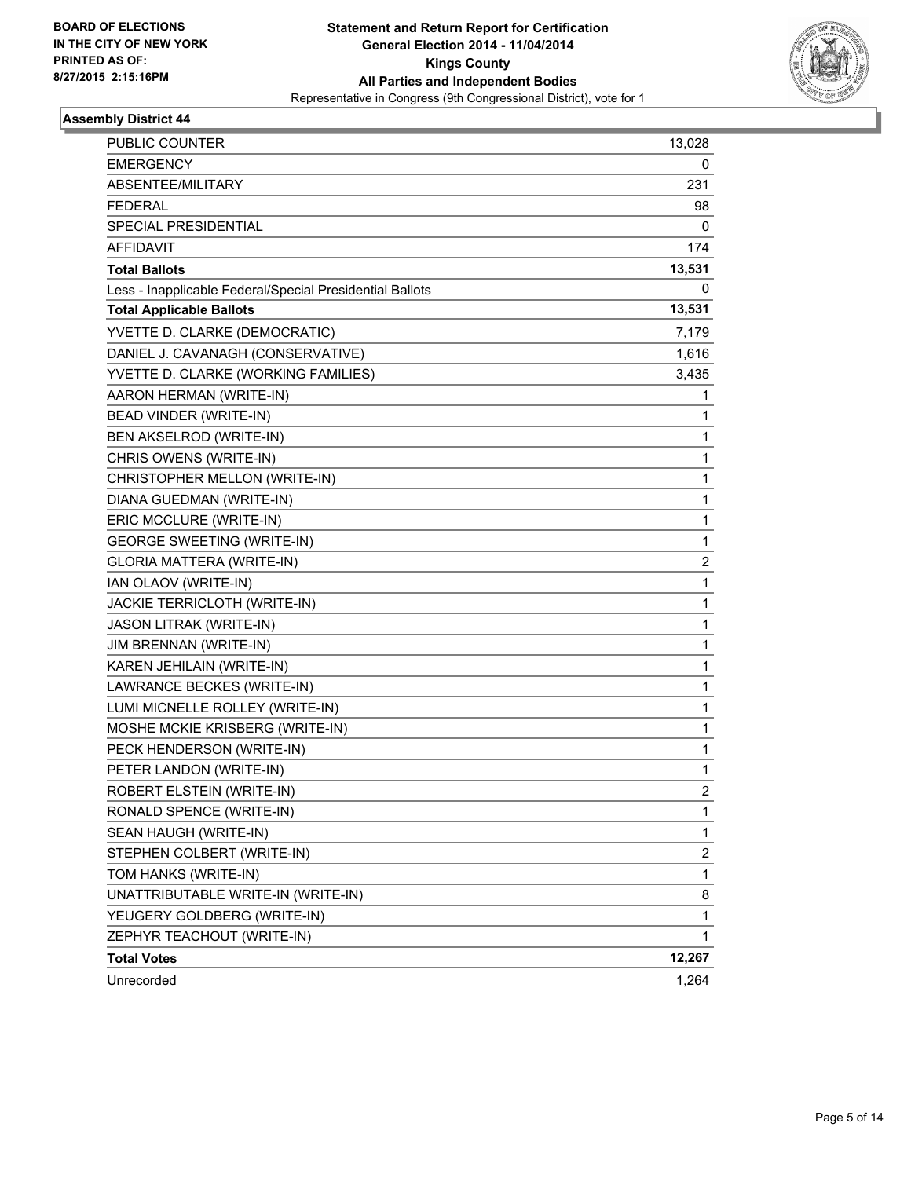BOARD OF ELECTIONS
IN THE CITY OF NEW YORK
PRINTED AS OF:
8/27/2015 2:15:16PM

**Statement and Return Report for Certification**
**General Election 2014 - 11/04/2014**
**Kings County**
**All Parties and Independent Bodies**
Representative in Congress (9th Congressional District), vote for 1

### Assembly District 44

| | |
|---|---|
| PUBLIC COUNTER | 13,028 |
| EMERGENCY | 0 |
| ABSENTEE/MILITARY | 231 |
| FEDERAL | 98 |
| SPECIAL PRESIDENTIAL | 0 |
| AFFIDAVIT | 174 |
| **Total Ballots** | **13,531** |
| Less - Inapplicable Federal/Special Presidential Ballots | 0 |
| **Total Applicable Ballots** | **13,531** |
| YVETTE D. CLARKE (DEMOCRATIC) | 7,179 |
| DANIEL J. CAVANAGH (CONSERVATIVE) | 1,616 |
| YVETTE D. CLARKE (WORKING FAMILIES) | 3,435 |
| AARON HERMAN (WRITE-IN) | 1 |
| BEAD VINDER (WRITE-IN) | 1 |
| BEN AKSELROD (WRITE-IN) | 1 |
| CHRIS OWENS (WRITE-IN) | 1 |
| CHRISTOPHER MELLON (WRITE-IN) | 1 |
| DIANA GUEDMAN (WRITE-IN) | 1 |
| ERIC MCCLURE (WRITE-IN) | 1 |
| GEORGE SWEETING (WRITE-IN) | 1 |
| GLORIA MATTERA (WRITE-IN) | 2 |
| IAN OLAOV (WRITE-IN) | 1 |
| JACKIE TERRICLOTH (WRITE-IN) | 1 |
| JASON LITRAK (WRITE-IN) | 1 |
| JIM BRENNAN (WRITE-IN) | 1 |
| KAREN JEHILAIN (WRITE-IN) | 1 |
| LAWRANCE BECKES (WRITE-IN) | 1 |
| LUMI MICNELLE ROLLEY (WRITE-IN) | 1 |
| MOSHE MCKIE KRISBERG (WRITE-IN) | 1 |
| PECK HENDERSON (WRITE-IN) | 1 |
| PETER LANDON (WRITE-IN) | 1 |
| ROBERT ELSTEIN (WRITE-IN) | 2 |
| RONALD SPENCE (WRITE-IN) | 1 |
| SEAN HAUGH (WRITE-IN) | 1 |
| STEPHEN COLBERT (WRITE-IN) | 2 |
| TOM HANKS (WRITE-IN) | 1 |
| UNATTRIBUTABLE WRITE-IN (WRITE-IN) | 8 |
| YEUGERY GOLDBERG (WRITE-IN) | 1 |
| ZEPHYR TEACHOUT (WRITE-IN) | 1 |
| **Total Votes** | **12,267** |
| Unrecorded | 1,264 |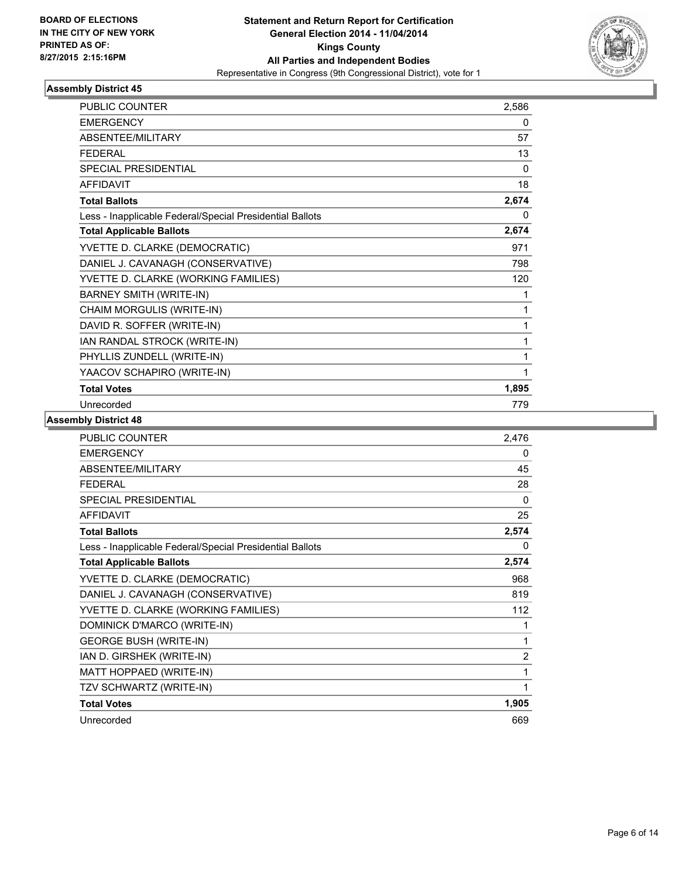BOARD OF ELECTIONS
IN THE CITY OF NEW YORK
PRINTED AS OF:
8/27/2015 2:15:16PM

**Statement and Return Report for Certification**
**General Election 2014 - 11/04/2014**
**Kings County**
**All Parties and Independent Bodies**
Representative in Congress (9th Congressional District), vote for 1

### Assembly District 45

| | |
|---|---|
| PUBLIC COUNTER | 2,586 |
| EMERGENCY | 0 |
| ABSENTEE/MILITARY | 57 |
| FEDERAL | 13 |
| SPECIAL PRESIDENTIAL | 0 |
| AFFIDAVIT | 18 |
| **Total Ballots** | **2,674** |
| Less - Inapplicable Federal/Special Presidential Ballots | 0 |
| **Total Applicable Ballots** | **2,674** |
| YVETTE D. CLARKE (DEMOCRATIC) | 971 |
| DANIEL J. CAVANAGH (CONSERVATIVE) | 798 |
| YVETTE D. CLARKE (WORKING FAMILIES) | 120 |
| BARNEY SMITH (WRITE-IN) | 1 |
| CHAIM MORGULIS (WRITE-IN) | 1 |
| DAVID R. SOFFER (WRITE-IN) | 1 |
| IAN RANDAL STROCK (WRITE-IN) | 1 |
| PHYLLIS ZUNDELL (WRITE-IN) | 1 |
| YAACOV SCHAPIRO (WRITE-IN) | 1 |
| **Total Votes** | **1,895** |
| Unrecorded | 779 |

### Assembly District 48

| | |
|---|---|
| PUBLIC COUNTER | 2,476 |
| EMERGENCY | 0 |
| ABSENTEE/MILITARY | 45 |
| FEDERAL | 28 |
| SPECIAL PRESIDENTIAL | 0 |
| AFFIDAVIT | 25 |
| **Total Ballots** | **2,574** |
| Less - Inapplicable Federal/Special Presidential Ballots | 0 |
| **Total Applicable Ballots** | **2,574** |
| YVETTE D. CLARKE (DEMOCRATIC) | 968 |
| DANIEL J. CAVANAGH (CONSERVATIVE) | 819 |
| YVETTE D. CLARKE (WORKING FAMILIES) | 112 |
| DOMINICK D'MARCO (WRITE-IN) | 1 |
| GEORGE BUSH (WRITE-IN) | 1 |
| IAN D. GIRSHEK (WRITE-IN) | 2 |
| MATT HOPPAED (WRITE-IN) | 1 |
| TZV SCHWARTZ (WRITE-IN) | 1 |
| **Total Votes** | **1,905** |
| Unrecorded | 669 |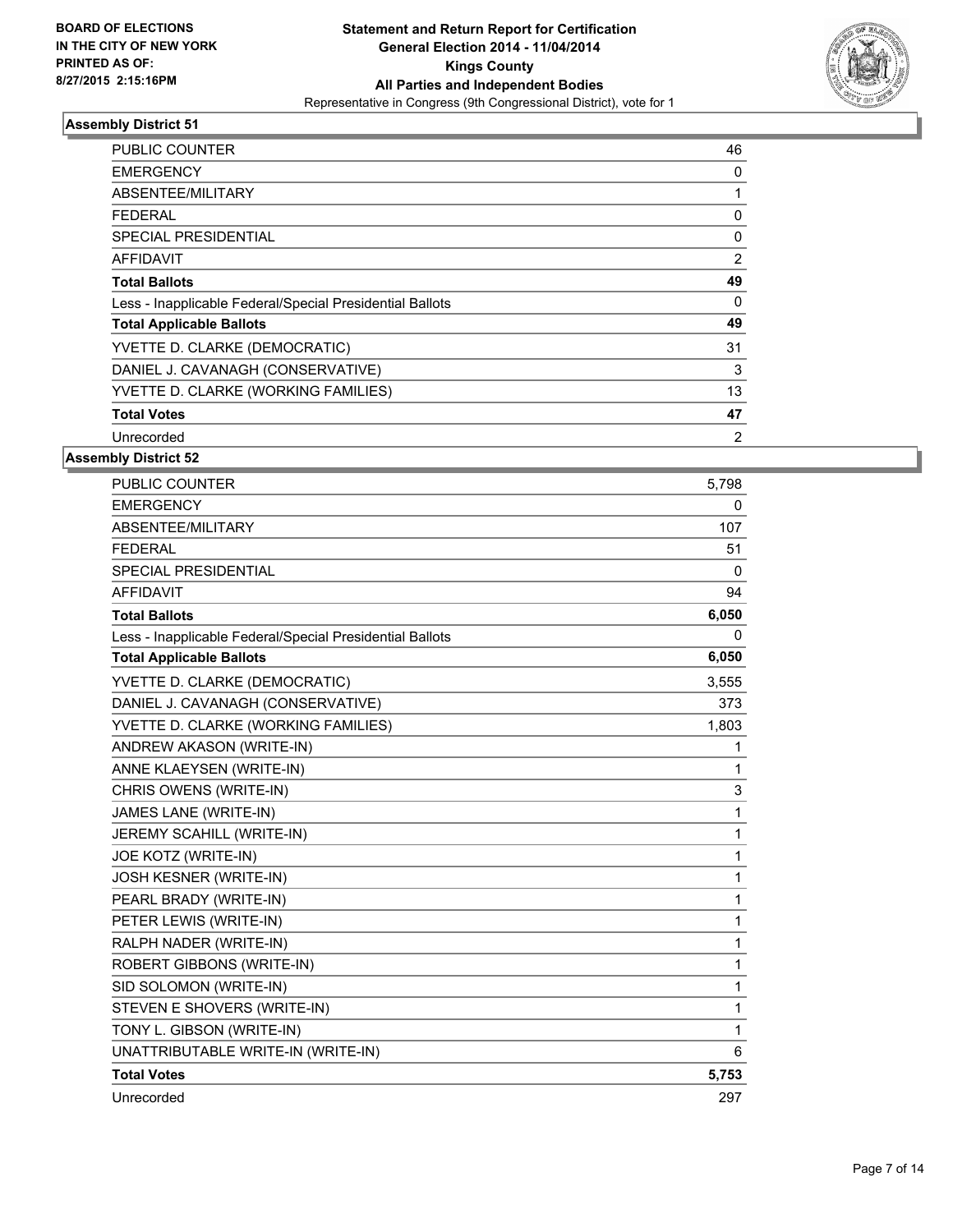BOARD OF ELECTIONS
IN THE CITY OF NEW YORK
PRINTED AS OF:
8/27/2015 2:15:16PM

**Statement and Return Report for Certification**
**General Election 2014 - 11/04/2014**
**Kings County**
**All Parties and Independent Bodies**
Representative in Congress (9th Congressional District), vote for 1

### Assembly District 51

| | |
|---|---|
| PUBLIC COUNTER | 46 |
| EMERGENCY | 0 |
| ABSENTEE/MILITARY | 1 |
| FEDERAL | 0 |
| SPECIAL PRESIDENTIAL | 0 |
| AFFIDAVIT | 2 |
| **Total Ballots** | **49** |
| Less - Inapplicable Federal/Special Presidential Ballots | 0 |
| **Total Applicable Ballots** | **49** |
| YVETTE D. CLARKE (DEMOCRATIC) | 31 |
| DANIEL J. CAVANAGH (CONSERVATIVE) | 3 |
| YVETTE D. CLARKE (WORKING FAMILIES) | 13 |
| **Total Votes** | **47** |
| Unrecorded | 2 |

### Assembly District 52

| | |
|---|---|
| PUBLIC COUNTER | 5,798 |
| EMERGENCY | 0 |
| ABSENTEE/MILITARY | 107 |
| FEDERAL | 51 |
| SPECIAL PRESIDENTIAL | 0 |
| AFFIDAVIT | 94 |
| **Total Ballots** | **6,050** |
| Less - Inapplicable Federal/Special Presidential Ballots | 0 |
| **Total Applicable Ballots** | **6,050** |
| YVETTE D. CLARKE (DEMOCRATIC) | 3,555 |
| DANIEL J. CAVANAGH (CONSERVATIVE) | 373 |
| YVETTE D. CLARKE (WORKING FAMILIES) | 1,803 |
| ANDREW AKASON (WRITE-IN) | 1 |
| ANNE KLAEYSEN (WRITE-IN) | 1 |
| CHRIS OWENS (WRITE-IN) | 3 |
| JAMES LANE (WRITE-IN) | 1 |
| JEREMY SCAHILL (WRITE-IN) | 1 |
| JOE KOTZ (WRITE-IN) | 1 |
| JOSH KESNER (WRITE-IN) | 1 |
| PEARL BRADY (WRITE-IN) | 1 |
| PETER LEWIS (WRITE-IN) | 1 |
| RALPH NADER (WRITE-IN) | 1 |
| ROBERT GIBBONS (WRITE-IN) | 1 |
| SID SOLOMON (WRITE-IN) | 1 |
| STEVEN E SHOVERS (WRITE-IN) | 1 |
| TONY L. GIBSON (WRITE-IN) | 1 |
| UNATTRIBUTABLE WRITE-IN (WRITE-IN) | 6 |
| **Total Votes** | **5,753** |
| Unrecorded | 297 |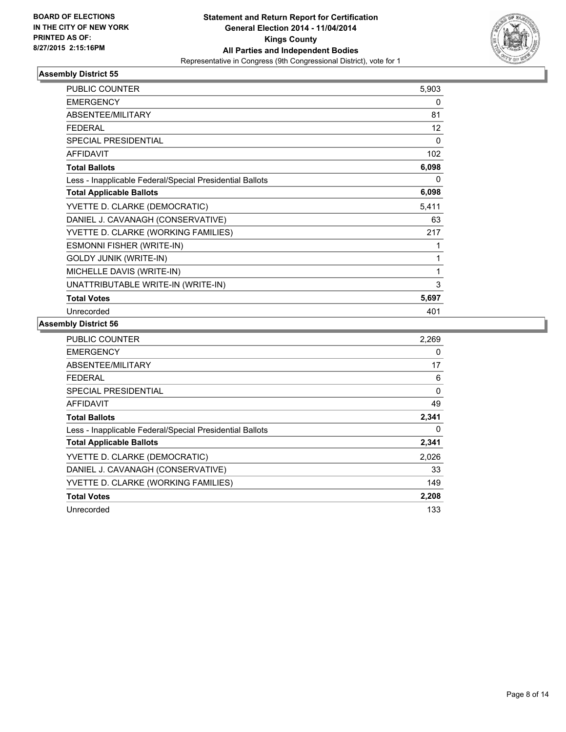BOARD OF ELECTIONS
IN THE CITY OF NEW YORK
PRINTED AS OF:
8/27/2015 2:15:16PM

**Statement and Return Report for Certification**
**General Election 2014 - 11/04/2014**
**Kings County**
**All Parties and Independent Bodies**
Representative in Congress (9th Congressional District), vote for 1

### Assembly District 55

| | |
|---|---|
| PUBLIC COUNTER | 5,903 |
| EMERGENCY | 0 |
| ABSENTEE/MILITARY | 81 |
| FEDERAL | 12 |
| SPECIAL PRESIDENTIAL | 0 |
| AFFIDAVIT | 102 |
| **Total Ballots** | **6,098** |
| Less - Inapplicable Federal/Special Presidential Ballots | 0 |
| **Total Applicable Ballots** | **6,098** |
| YVETTE D. CLARKE (DEMOCRATIC) | 5,411 |
| DANIEL J. CAVANAGH (CONSERVATIVE) | 63 |
| YVETTE D. CLARKE (WORKING FAMILIES) | 217 |
| ESMONNI FISHER (WRITE-IN) | 1 |
| GOLDY JUNIK (WRITE-IN) | 1 |
| MICHELLE DAVIS (WRITE-IN) | 1 |
| UNATTRIBUTABLE WRITE-IN (WRITE-IN) | 3 |
| **Total Votes** | **5,697** |
| Unrecorded | 401 |

### Assembly District 56

| | |
|---|---|
| PUBLIC COUNTER | 2,269 |
| EMERGENCY | 0 |
| ABSENTEE/MILITARY | 17 |
| FEDERAL | 6 |
| SPECIAL PRESIDENTIAL | 0 |
| AFFIDAVIT | 49 |
| **Total Ballots** | **2,341** |
| Less - Inapplicable Federal/Special Presidential Ballots | 0 |
| **Total Applicable Ballots** | **2,341** |
| YVETTE D. CLARKE (DEMOCRATIC) | 2,026 |
| DANIEL J. CAVANAGH (CONSERVATIVE) | 33 |
| YVETTE D. CLARKE (WORKING FAMILIES) | 149 |
| **Total Votes** | **2,208** |
| Unrecorded | 133 |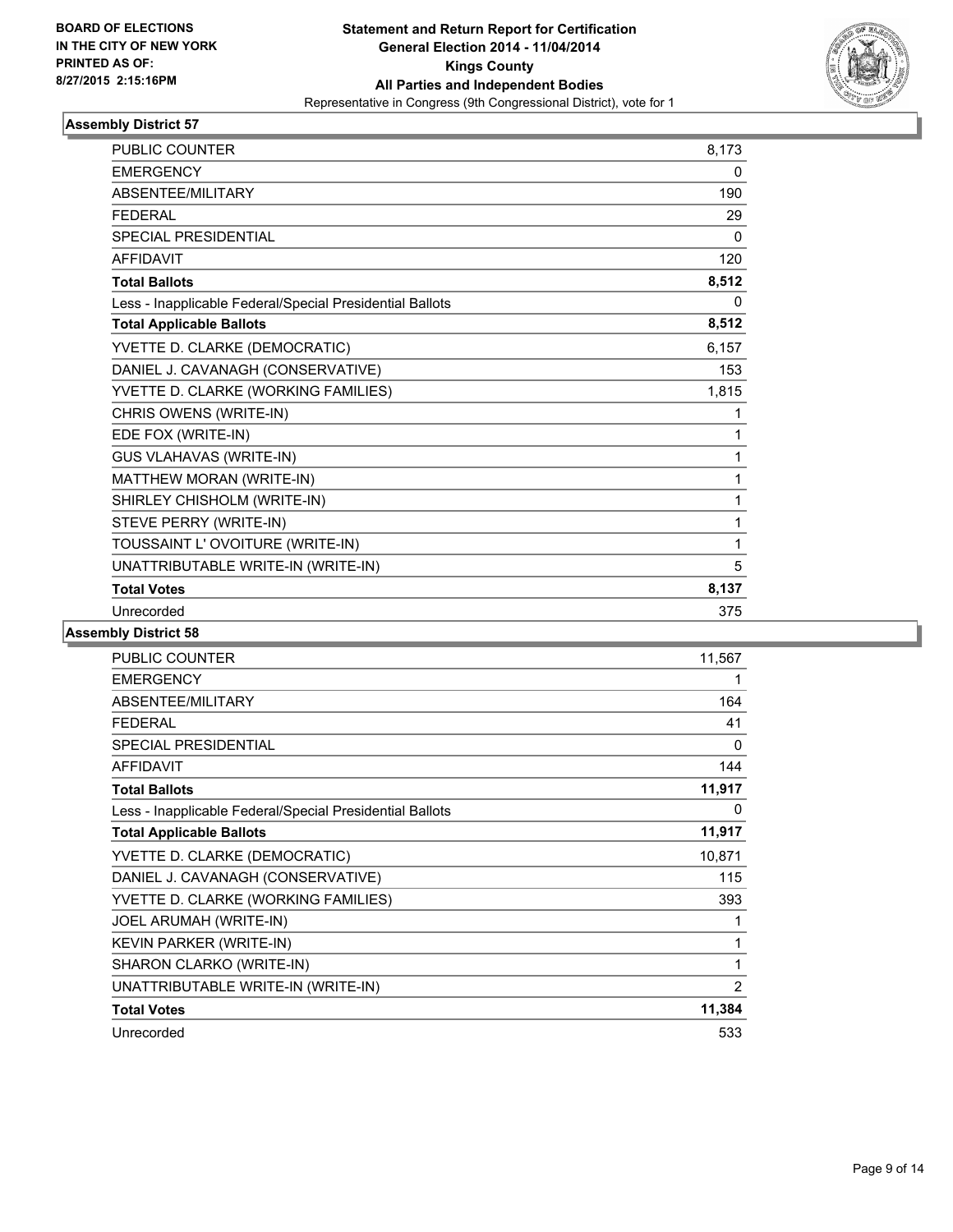**BOARD OF ELECTIONS IN THE CITY OF NEW YORK PRINTED AS OF: 8/27/2015 2:15:16PM**

**Statement and Return Report for Certification General Election 2014 - 11/04/2014 Kings County All Parties and Independent Bodies**

Representative in Congress (9th Congressional District), vote for 1

### Assembly District 57

| | |
|---|---|
| PUBLIC COUNTER | 8,173 |
| EMERGENCY | 0 |
| ABSENTEE/MILITARY | 190 |
| FEDERAL | 29 |
| SPECIAL PRESIDENTIAL | 0 |
| AFFIDAVIT | 120 |
| **Total Ballots** | **8,512** |
| Less - Inapplicable Federal/Special Presidential Ballots | 0 |
| **Total Applicable Ballots** | **8,512** |
| YVETTE D. CLARKE (DEMOCRATIC) | 6,157 |
| DANIEL J. CAVANAGH (CONSERVATIVE) | 153 |
| YVETTE D. CLARKE (WORKING FAMILIES) | 1,815 |
| CHRIS OWENS (WRITE-IN) | 1 |
| EDE FOX (WRITE-IN) | 1 |
| GUS VLAHAVAS (WRITE-IN) | 1 |
| MATTHEW MORAN (WRITE-IN) | 1 |
| SHIRLEY CHISHOLM (WRITE-IN) | 1 |
| STEVE PERRY (WRITE-IN) | 1 |
| TOUSSAINT L' OVOITURE (WRITE-IN) | 1 |
| UNATTRIBUTABLE WRITE-IN (WRITE-IN) | 5 |
| **Total Votes** | **8,137** |
| Unrecorded | 375 |

### Assembly District 58

| | |
|---|---|
| PUBLIC COUNTER | 11,567 |
| EMERGENCY | 1 |
| ABSENTEE/MILITARY | 164 |
| FEDERAL | 41 |
| SPECIAL PRESIDENTIAL | 0 |
| AFFIDAVIT | 144 |
| **Total Ballots** | **11,917** |
| Less - Inapplicable Federal/Special Presidential Ballots | 0 |
| **Total Applicable Ballots** | **11,917** |
| YVETTE D. CLARKE (DEMOCRATIC) | 10,871 |
| DANIEL J. CAVANAGH (CONSERVATIVE) | 115 |
| YVETTE D. CLARKE (WORKING FAMILIES) | 393 |
| JOEL ARUMAH (WRITE-IN) | 1 |
| KEVIN PARKER (WRITE-IN) | 1 |
| SHARON CLARKO (WRITE-IN) | 1 |
| UNATTRIBUTABLE WRITE-IN (WRITE-IN) | 2 |
| **Total Votes** | **11,384** |
| Unrecorded | 533 |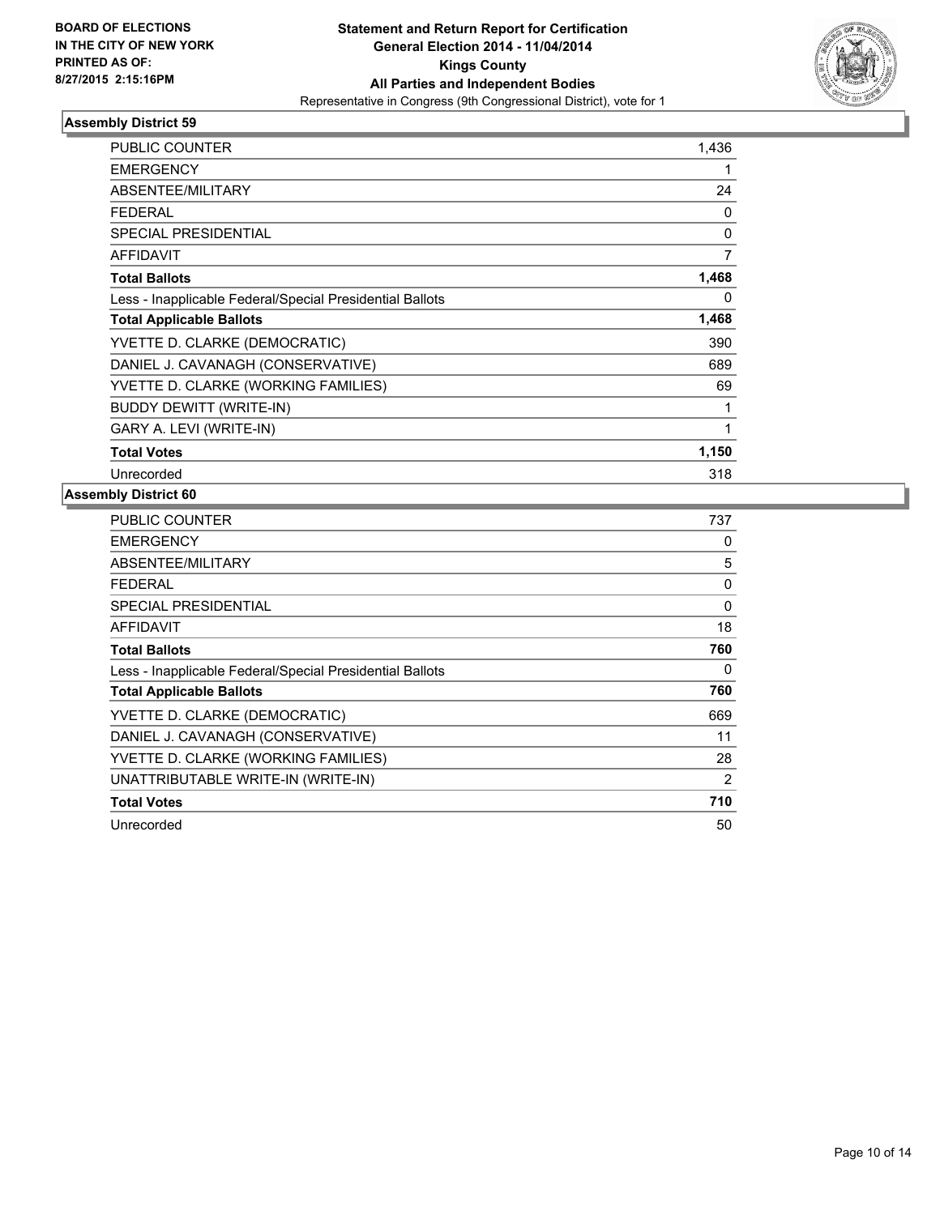**BOARD OF ELECTIONS IN THE CITY OF NEW YORK PRINTED AS OF: 8/27/2015 2:15:16PM**

**Statement and Return Report for Certification**
**General Election 2014 - 11/04/2014**
**Kings County**
**All Parties and Independent Bodies**
Representative in Congress (9th Congressional District), vote for 1

### Assembly District 59

| | |
|---|---|
| PUBLIC COUNTER | 1,436 |
| EMERGENCY | 1 |
| ABSENTEE/MILITARY | 24 |
| FEDERAL | 0 |
| SPECIAL PRESIDENTIAL | 0 |
| AFFIDAVIT | 7 |
| **Total Ballots** | **1,468** |
| Less - Inapplicable Federal/Special Presidential Ballots | 0 |
| **Total Applicable Ballots** | **1,468** |
| YVETTE D. CLARKE (DEMOCRATIC) | 390 |
| DANIEL J. CAVANAGH (CONSERVATIVE) | 689 |
| YVETTE D. CLARKE (WORKING FAMILIES) | 69 |
| BUDDY DEWITT (WRITE-IN) | 1 |
| GARY A. LEVI (WRITE-IN) | 1 |
| **Total Votes** | **1,150** |
| Unrecorded | 318 |

### Assembly District 60

| | |
|---|---|
| PUBLIC COUNTER | 737 |
| EMERGENCY | 0 |
| ABSENTEE/MILITARY | 5 |
| FEDERAL | 0 |
| SPECIAL PRESIDENTIAL | 0 |
| AFFIDAVIT | 18 |
| **Total Ballots** | **760** |
| Less - Inapplicable Federal/Special Presidential Ballots | 0 |
| **Total Applicable Ballots** | **760** |
| YVETTE D. CLARKE (DEMOCRATIC) | 669 |
| DANIEL J. CAVANAGH (CONSERVATIVE) | 11 |
| YVETTE D. CLARKE (WORKING FAMILIES) | 28 |
| UNATTRIBUTABLE WRITE-IN (WRITE-IN) | 2 |
| **Total Votes** | **710** |
| Unrecorded | 50 |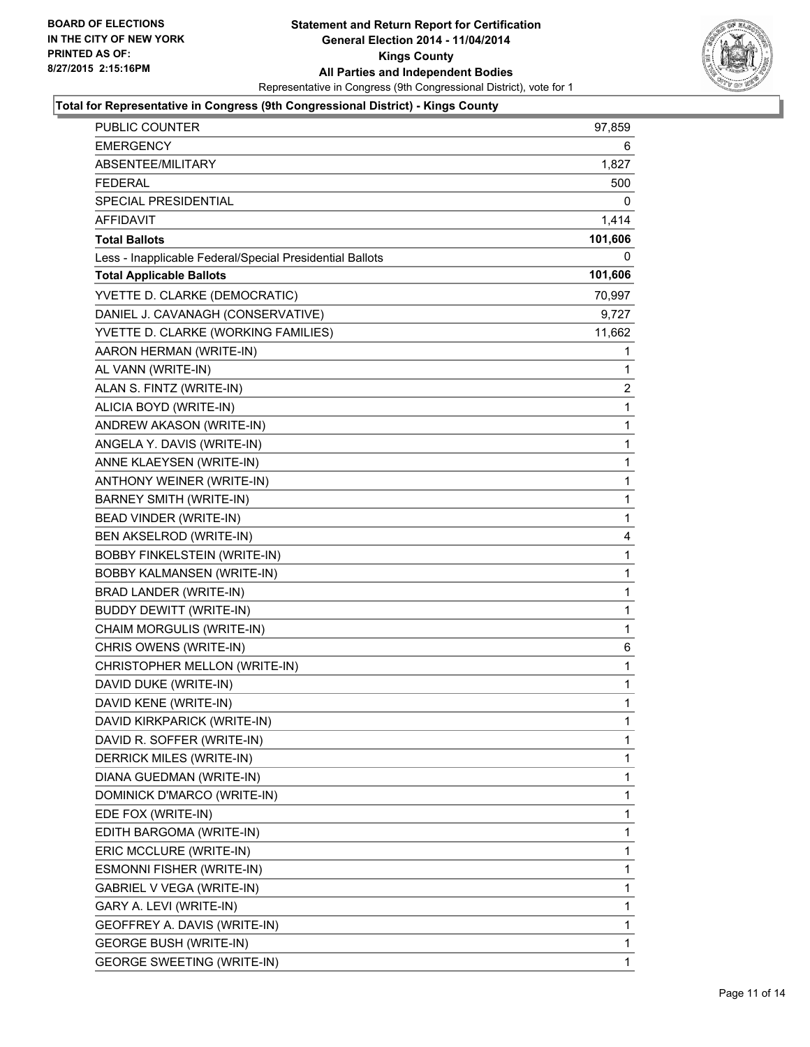**Total for Representative in Congress (9th Congressional District) - Kings County**

| | |
|---|---|
| PUBLIC COUNTER | 97,859 |
| EMERGENCY | 6 |
| ABSENTEE/MILITARY | 1,827 |
| FEDERAL | 500 |
| SPECIAL PRESIDENTIAL | 0 |
| AFFIDAVIT | 1,414 |
| **Total Ballots** | **101,606** |
| Less - Inapplicable Federal/Special Presidential Ballots | 0 |
| **Total Applicable Ballots** | **101,606** |
| YVETTE D. CLARKE (DEMOCRATIC) | 70,997 |
| DANIEL J. CAVANAGH (CONSERVATIVE) | 9,727 |
| YVETTE D. CLARKE (WORKING FAMILIES) | 11,662 |
| AARON HERMAN (WRITE-IN) | 1 |
| AL VANN (WRITE-IN) | 1 |
| ALAN S. FINTZ (WRITE-IN) | 2 |
| ALICIA BOYD (WRITE-IN) | 1 |
| ANDREW AKASON (WRITE-IN) | 1 |
| ANGELA Y. DAVIS (WRITE-IN) | 1 |
| ANNE KLAEYSEN (WRITE-IN) | 1 |
| ANTHONY WEINER (WRITE-IN) | 1 |
| BARNEY SMITH (WRITE-IN) | 1 |
| BEAD VINDER (WRITE-IN) | 1 |
| BEN AKSELROD (WRITE-IN) | 4 |
| BOBBY FINKELSTEIN (WRITE-IN) | 1 |
| BOBBY KALMANSEN (WRITE-IN) | 1 |
| BRAD LANDER (WRITE-IN) | 1 |
| BUDDY DEWITT (WRITE-IN) | 1 |
| CHAIM MORGULIS (WRITE-IN) | 1 |
| CHRIS OWENS (WRITE-IN) | 6 |
| CHRISTOPHER MELLON (WRITE-IN) | 1 |
| DAVID DUKE (WRITE-IN) | 1 |
| DAVID KENE (WRITE-IN) | 1 |
| DAVID KIRKPARICK (WRITE-IN) | 1 |
| DAVID R. SOFFER (WRITE-IN) | 1 |
| DERRICK MILES (WRITE-IN) | 1 |
| DIANA GUEDMAN (WRITE-IN) | 1 |
| DOMINICK D'MARCO (WRITE-IN) | 1 |
| EDE FOX (WRITE-IN) | 1 |
| EDITH BARGOMA (WRITE-IN) | 1 |
| ERIC MCCLURE (WRITE-IN) | 1 |
| ESMONNI FISHER (WRITE-IN) | 1 |
| GABRIEL V VEGA (WRITE-IN) | 1 |
| GARY A. LEVI (WRITE-IN) | 1 |
| GEOFFREY A. DAVIS (WRITE-IN) | 1 |
| GEORGE BUSH (WRITE-IN) | 1 |
| GEORGE SWEETING (WRITE-IN) | 1 |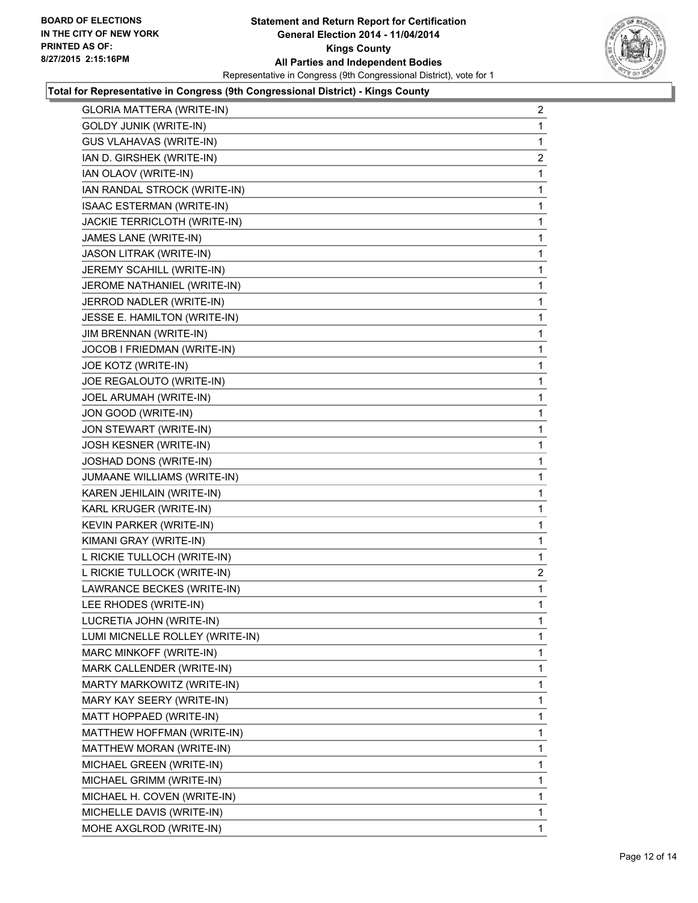**BOARD OF ELECTIONS IN THE CITY OF NEW YORK PRINTED AS OF: 8/27/2015 2:15:16PM**

**Statement and Return Report for Certification General Election 2014 - 11/04/2014 Kings County All Parties and Independent Bodies**

Representative in Congress (9th Congressional District), vote for 1

**Total for Representative in Congress (9th Congressional District) - Kings County**

| | |
|---|---|
| GLORIA MATTERA (WRITE-IN) | 2 |
| GOLDY JUNIK (WRITE-IN) | 1 |
| GUS VLAHAVAS (WRITE-IN) | 1 |
| IAN D. GIRSHEK (WRITE-IN) | 2 |
| IAN OLAOV (WRITE-IN) | 1 |
| IAN RANDAL STROCK (WRITE-IN) | 1 |
| ISAAC ESTERMAN (WRITE-IN) | 1 |
| JACKIE TERRICLOTH (WRITE-IN) | 1 |
| JAMES LANE (WRITE-IN) | 1 |
| JASON LITRAK (WRITE-IN) | 1 |
| JEREMY SCAHILL (WRITE-IN) | 1 |
| JEROME NATHANIEL (WRITE-IN) | 1 |
| JERROD NADLER (WRITE-IN) | 1 |
| JESSE E. HAMILTON (WRITE-IN) | 1 |
| JIM BRENNAN (WRITE-IN) | 1 |
| JOCOB I FRIEDMAN (WRITE-IN) | 1 |
| JOE KOTZ (WRITE-IN) | 1 |
| JOE REGALOUTO (WRITE-IN) | 1 |
| JOEL ARUMAH (WRITE-IN) | 1 |
| JON GOOD (WRITE-IN) | 1 |
| JON STEWART (WRITE-IN) | 1 |
| JOSH KESNER (WRITE-IN) | 1 |
| JOSHAD DONS (WRITE-IN) | 1 |
| JUMAANE WILLIAMS (WRITE-IN) | 1 |
| KAREN JEHILAIN (WRITE-IN) | 1 |
| KARL KRUGER (WRITE-IN) | 1 |
| KEVIN PARKER (WRITE-IN) | 1 |
| KIMANI GRAY (WRITE-IN) | 1 |
| L RICKIE TULLOCH (WRITE-IN) | 1 |
| L RICKIE TULLOCK (WRITE-IN) | 2 |
| LAWRANCE BECKES (WRITE-IN) | 1 |
| LEE RHODES (WRITE-IN) | 1 |
| LUCRETIA JOHN (WRITE-IN) | 1 |
| LUMI MICNELLE ROLLEY (WRITE-IN) | 1 |
| MARC MINKOFF (WRITE-IN) | 1 |
| MARK CALLENDER (WRITE-IN) | 1 |
| MARTY MARKOWITZ (WRITE-IN) | 1 |
| MARY KAY SEERY (WRITE-IN) | 1 |
| MATT HOPPAED (WRITE-IN) | 1 |
| MATTHEW HOFFMAN (WRITE-IN) | 1 |
| MATTHEW MORAN (WRITE-IN) | 1 |
| MICHAEL GREEN (WRITE-IN) | 1 |
| MICHAEL GRIMM (WRITE-IN) | 1 |
| MICHAEL H. COVEN (WRITE-IN) | 1 |
| MICHELLE DAVIS (WRITE-IN) | 1 |
| MOHE AXGLROD (WRITE-IN) | 1 |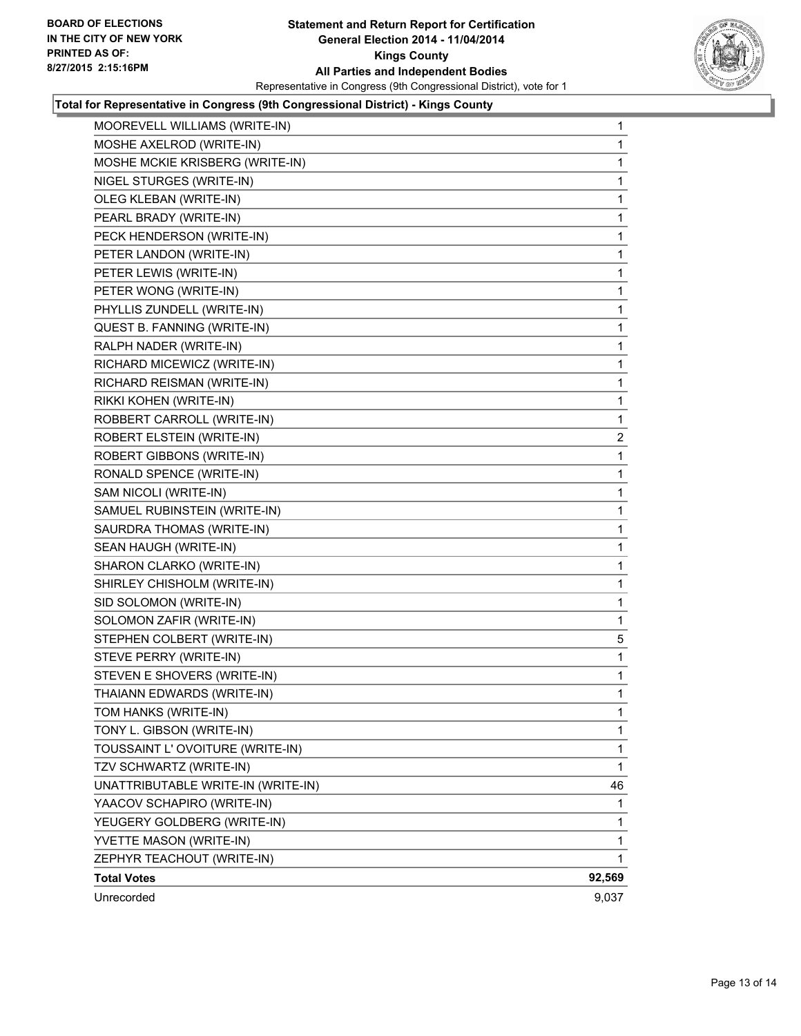**BOARD OF ELECTIONS IN THE CITY OF NEW YORK PRINTED AS OF: 8/27/2015 2:15:16PM**

**Statement and Return Report for Certification**
**General Election 2014 - 11/04/2014**
**Kings County**
**All Parties and Independent Bodies**
Representative in Congress (9th Congressional District), vote for 1

### Total for Representative in Congress (9th Congressional District) - Kings County

| | |
|---|---|
| MOOREVELL WILLIAMS (WRITE-IN) | 1 |
| MOSHE AXELROD (WRITE-IN) | 1 |
| MOSHE MCKIE KRISBERG (WRITE-IN) | 1 |
| NIGEL STURGES (WRITE-IN) | 1 |
| OLEG KLEBAN (WRITE-IN) | 1 |
| PEARL BRADY (WRITE-IN) | 1 |
| PECK HENDERSON (WRITE-IN) | 1 |
| PETER LANDON (WRITE-IN) | 1 |
| PETER LEWIS (WRITE-IN) | 1 |
| PETER WONG (WRITE-IN) | 1 |
| PHYLLIS ZUNDELL (WRITE-IN) | 1 |
| QUEST B. FANNING (WRITE-IN) | 1 |
| RALPH NADER (WRITE-IN) | 1 |
| RICHARD MICEWICZ (WRITE-IN) | 1 |
| RICHARD REISMAN (WRITE-IN) | 1 |
| RIKKI KOHEN (WRITE-IN) | 1 |
| ROBBERT CARROLL (WRITE-IN) | 1 |
| ROBERT ELSTEIN (WRITE-IN) | 2 |
| ROBERT GIBBONS (WRITE-IN) | 1 |
| RONALD SPENCE (WRITE-IN) | 1 |
| SAM NICOLI (WRITE-IN) | 1 |
| SAMUEL RUBINSTEIN (WRITE-IN) | 1 |
| SAURDRA THOMAS (WRITE-IN) | 1 |
| SEAN HAUGH (WRITE-IN) | 1 |
| SHARON CLARKO (WRITE-IN) | 1 |
| SHIRLEY CHISHOLM (WRITE-IN) | 1 |
| SID SOLOMON (WRITE-IN) | 1 |
| SOLOMON ZAFIR (WRITE-IN) | 1 |
| STEPHEN COLBERT (WRITE-IN) | 5 |
| STEVE PERRY (WRITE-IN) | 1 |
| STEVEN E SHOVERS (WRITE-IN) | 1 |
| THAIANN EDWARDS (WRITE-IN) | 1 |
| TOM HANKS (WRITE-IN) | 1 |
| TONY L. GIBSON (WRITE-IN) | 1 |
| TOUSSAINT L' OVOITURE (WRITE-IN) | 1 |
| TZV SCHWARTZ (WRITE-IN) | 1 |
| UNATTRIBUTABLE WRITE-IN (WRITE-IN) | 46 |
| YAACOV SCHAPIRO (WRITE-IN) | 1 |
| YEUGERY GOLDBERG (WRITE-IN) | 1 |
| YVETTE MASON (WRITE-IN) | 1 |
| ZEPHYR TEACHOUT (WRITE-IN) | 1 |
| **Total Votes** | **92,569** |
| Unrecorded | 9,037 |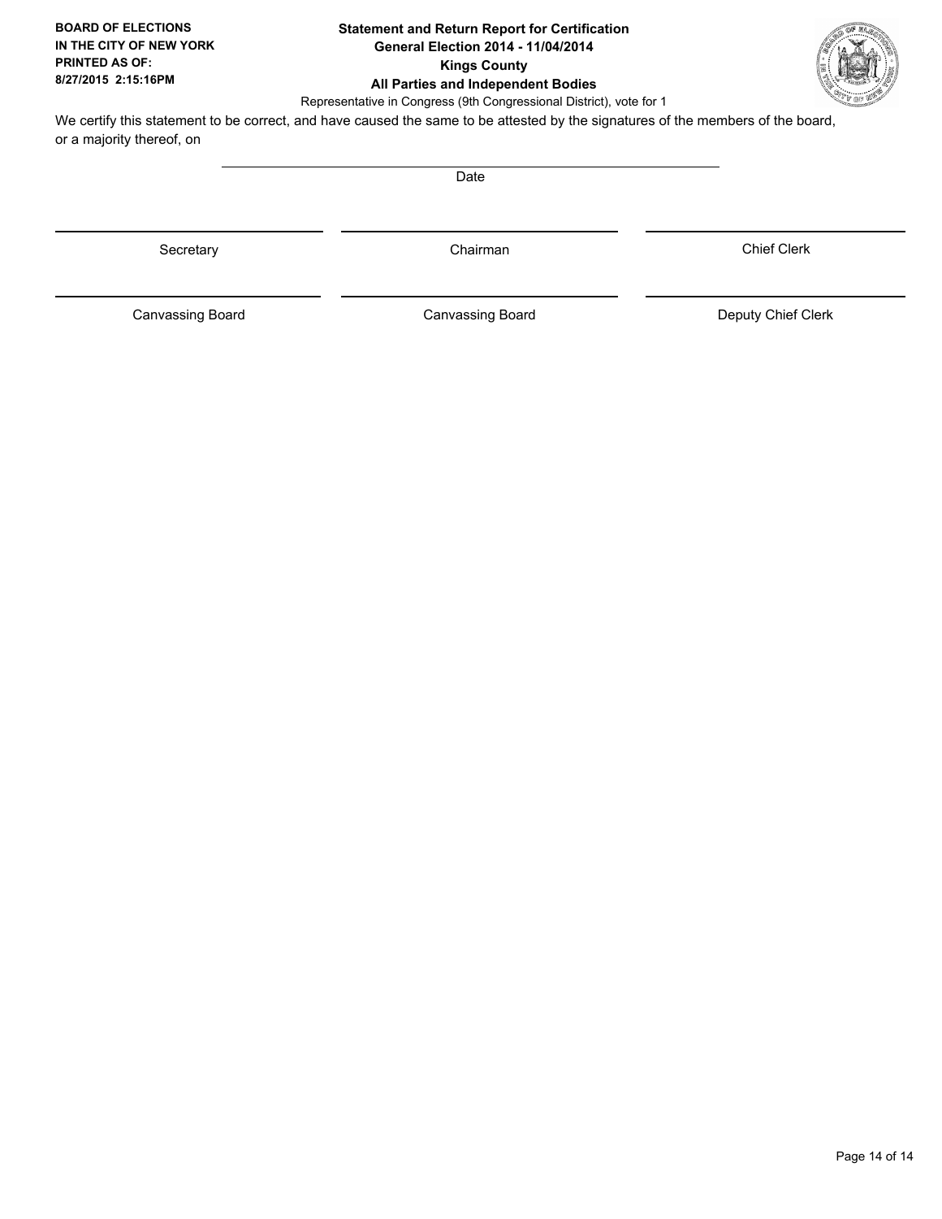We certify this statement to be correct, and have caused the same to be attested by the signatures of the members of the board, or a majority thereof, on

\_\_\_\_\_\_\_\_\_\_\_\_\_\_\_\_\_\_\_\_\_\_\_\_\_\_\_\_\_\_
Date

| | | |
|---|---|---|
| Secretary | Chairman | Chief Clerk |
| Canvassing Board | Canvassing Board | Deputy Chief Clerk |